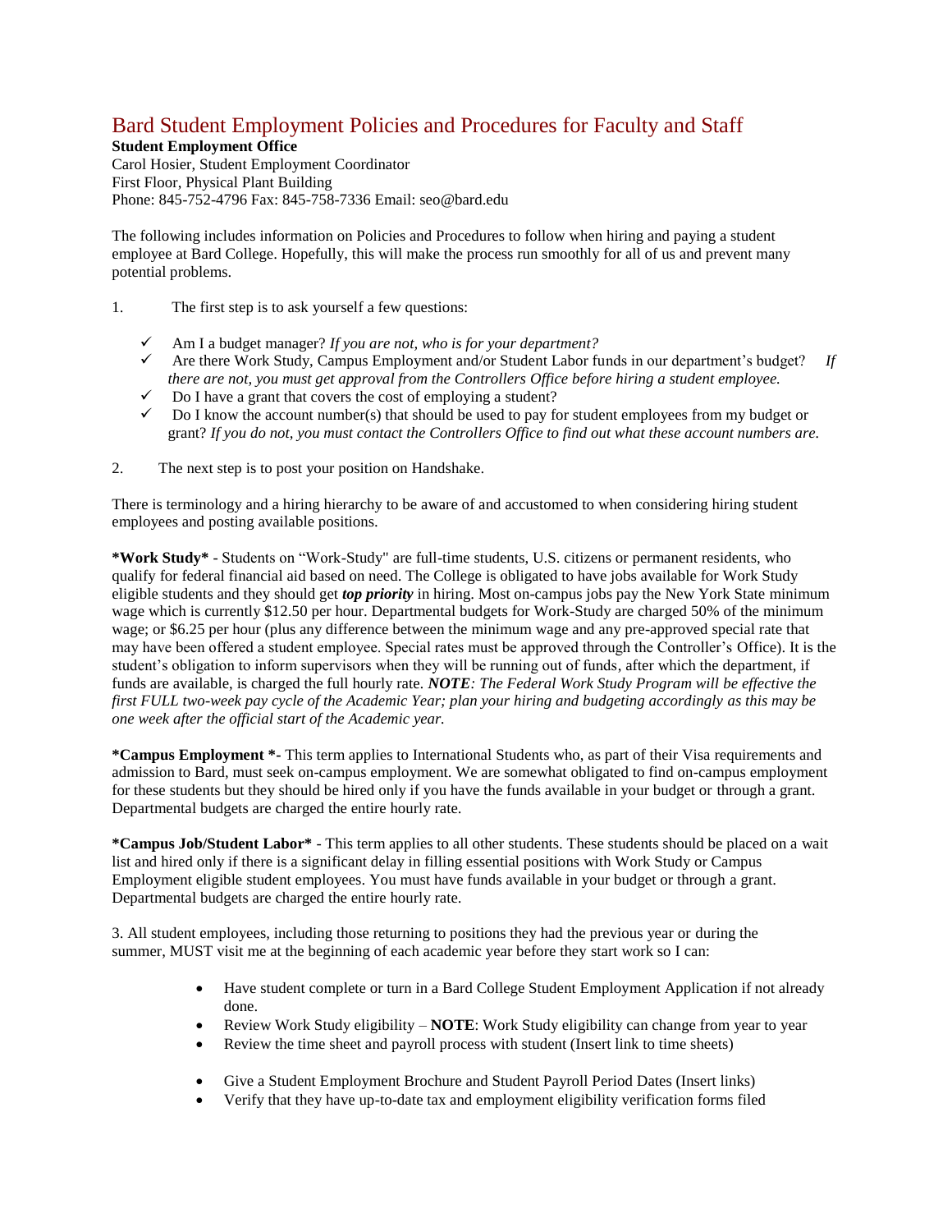# Bard Student Employment Policies and Procedures for Faculty and Staff

**Student Employment Office**
Carol Hosier, Student Employment Coordinator
First Floor, Physical Plant Building
Phone: 845-752-4796 Fax: 845-758-7336 Email: seo@bard.edu

The following includes information on Policies and Procedures to follow when hiring and paying a student employee at Bard College. Hopefully, this will make the process run smoothly for all of us and prevent many potential problems.

1. The first step is to ask yourself a few questions:

- ✓ Am I a budget manager? *If you are not, who is for your department?*
- ✓ Are there Work Study, Campus Employment and/or Student Labor funds in our department's budget? *If there are not, you must get approval from the Controllers Office before hiring a student employee.*
- ✓ Do I have a grant that covers the cost of employing a student?
- ✓ Do I know the account number(s) that should be used to pay for student employees from my budget or grant? *If you do not, you must contact the Controllers Office to find out what these account numbers are.*

2. The next step is to post your position on Handshake.

There is terminology and a hiring hierarchy to be aware of and accustomed to when considering hiring student employees and posting available positions.

**\*Work Study\*** - Students on "Work-Study" are full-time students, U.S. citizens or permanent residents, who qualify for federal financial aid based on need. The College is obligated to have jobs available for Work Study eligible students and they should get ***top priority*** in hiring. Most on-campus jobs pay the New York State minimum wage which is currently $12.50 per hour. Departmental budgets for Work-Study are charged 50% of the minimum wage; or $6.25 per hour (plus any difference between the minimum wage and any pre-approved special rate that may have been offered a student employee. Special rates must be approved through the Controller's Office). It is the student's obligation to inform supervisors when they will be running out of funds, after which the department, if funds are available, is charged the full hourly rate. ***NOTE****: The Federal Work Study Program will be effective the first FULL two-week pay cycle of the Academic Year; plan your hiring and budgeting accordingly as this may be one week after the official start of the Academic year.*

**\*Campus Employment \*-** This term applies to International Students who, as part of their Visa requirements and admission to Bard, must seek on-campus employment. We are somewhat obligated to find on-campus employment for these students but they should be hired only if you have the funds available in your budget or through a grant. Departmental budgets are charged the entire hourly rate.

**\*Campus Job/Student Labor\*** - This term applies to all other students. These students should be placed on a wait list and hired only if there is a significant delay in filling essential positions with Work Study or Campus Employment eligible student employees. You must have funds available in your budget or through a grant. Departmental budgets are charged the entire hourly rate.

3. All student employees, including those returning to positions they had the previous year or during the summer, MUST visit me at the beginning of each academic year before they start work so I can:

- Have student complete or turn in a Bard College Student Employment Application if not already done.
- Review Work Study eligibility – **NOTE**: Work Study eligibility can change from year to year
- Review the time sheet and payroll process with student (Insert link to time sheets)
- Give a Student Employment Brochure and Student Payroll Period Dates (Insert links)
- Verify that they have up-to-date tax and employment eligibility verification forms filed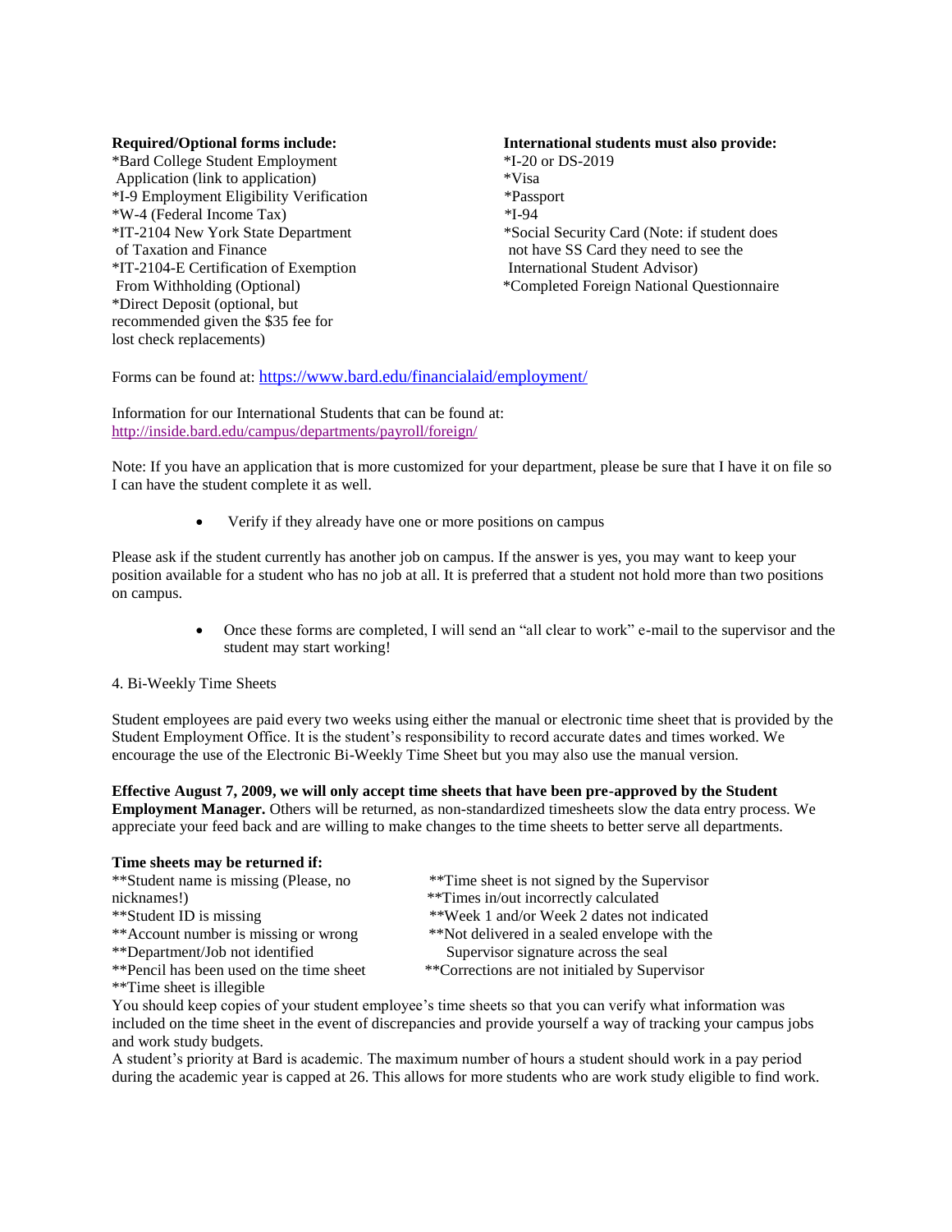**Required/Optional forms include:**

*Bard College Student Employment Application (link to application)
*I-9 Employment Eligibility Verification
*W-4 (Federal Income Tax)
*IT-2104 New York State Department of Taxation and Finance
*IT-2104-E Certification of Exemption From Withholding (Optional)
*Direct Deposit (optional, but recommended given the $35 fee for lost check replacements)

**International students must also provide:**

*I-20 or DS-2019
*Visa
*Passport
*I-94
*Social Security Card (Note: if student does not have SS Card they need to see the International Student Advisor)
*Completed Foreign National Questionnaire

Forms can be found at: https://www.bard.edu/financialaid/employment/

Information for our International Students that can be found at: http://inside.bard.edu/campus/departments/payroll/foreign/

Note: If you have an application that is more customized for your department, please be sure that I have it on file so I can have the student complete it as well.

- Verify if they already have one or more positions on campus

Please ask if the student currently has another job on campus. If the answer is yes, you may want to keep your position available for a student who has no job at all. It is preferred that a student not hold more than two positions on campus.

- Once these forms are completed, I will send an "all clear to work" e-mail to the supervisor and the student may start working!

4. Bi-Weekly Time Sheets

Student employees are paid every two weeks using either the manual or electronic time sheet that is provided by the Student Employment Office. It is the student's responsibility to record accurate dates and times worked. We encourage the use of the Electronic Bi-Weekly Time Sheet but you may also use the manual version.

**Effective August 7, 2009, we will only accept time sheets that have been pre-approved by the Student Employment Manager.** Others will be returned, as non-standardized timesheets slow the data entry process. We appreciate your feed back and are willing to make changes to the time sheets to better serve all departments.

**Time sheets may be returned if:**

**Student name is missing (Please, no nicknames!)
**Student ID is missing
**Account number is missing or wrong
**Department/Job not identified
**Pencil has been used on the time sheet
**Time sheet is illegible
**Time sheet is not signed by the Supervisor
**Times in/out incorrectly calculated
**Week 1 and/or Week 2 dates not indicated
**Not delivered in a sealed envelope with the Supervisor signature across the seal
**Corrections are not initialed by Supervisor

You should keep copies of your student employee's time sheets so that you can verify what information was included on the time sheet in the event of discrepancies and provide yourself a way of tracking your campus jobs and work study budgets.

A student's priority at Bard is academic. The maximum number of hours a student should work in a pay period during the academic year is capped at 26. This allows for more students who are work study eligible to find work.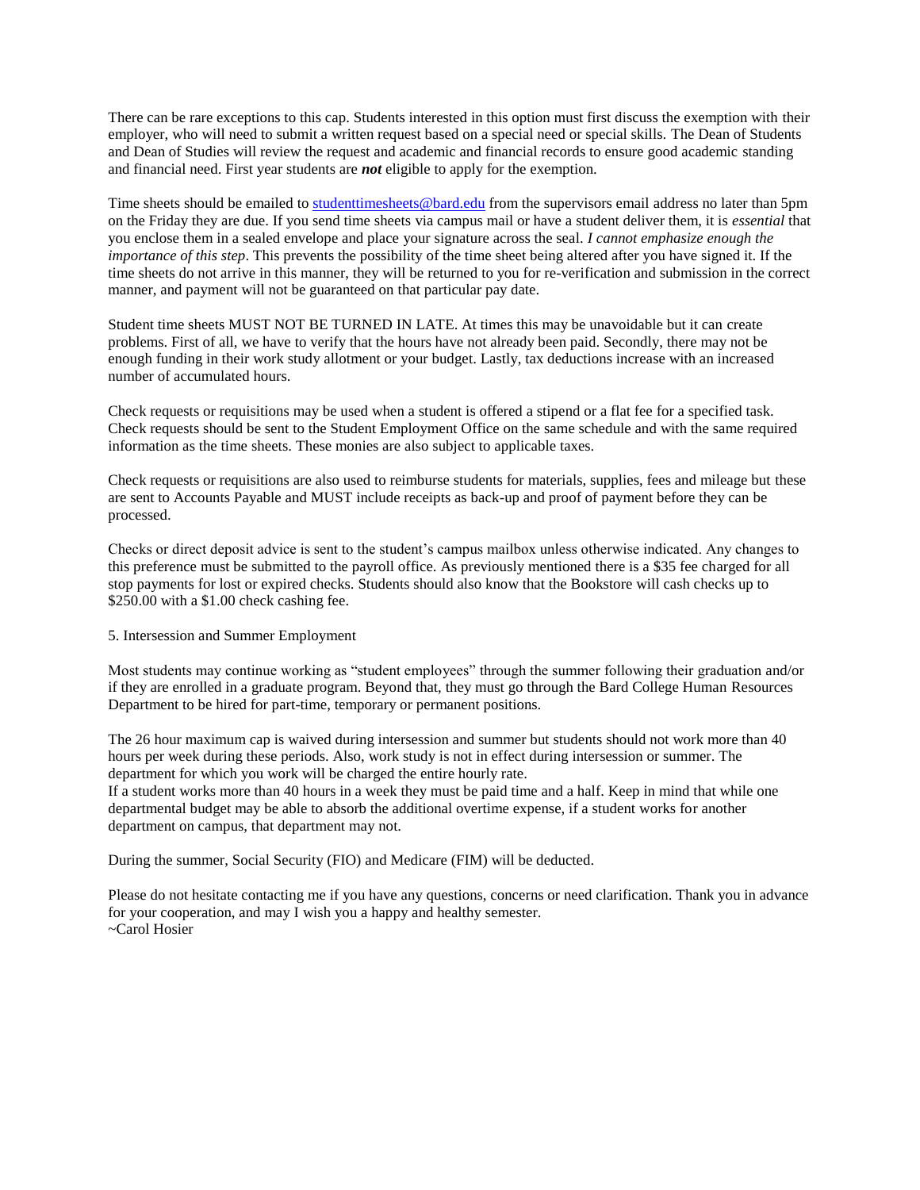There can be rare exceptions to this cap. Students interested in this option must first discuss the exemption with their employer, who will need to submit a written request based on a special need or special skills. The Dean of Students and Dean of Studies will review the request and academic and financial records to ensure good academic standing and financial need. First year students are ***not*** eligible to apply for the exemption.

Time sheets should be emailed to [studenttimesheets@bard.edu](mailto:studenttimesheets@bard.edu) from the supervisors email address no later than 5pm on the Friday they are due. If you send time sheets via campus mail or have a student deliver them, it is *essential* that you enclose them in a sealed envelope and place your signature across the seal. *I cannot emphasize enough the importance of this step*. This prevents the possibility of the time sheet being altered after you have signed it. If the time sheets do not arrive in this manner, they will be returned to you for re-verification and submission in the correct manner, and payment will not be guaranteed on that particular pay date.

Student time sheets MUST NOT BE TURNED IN LATE. At times this may be unavoidable but it can create problems. First of all, we have to verify that the hours have not already been paid. Secondly, there may not be enough funding in their work study allotment or your budget. Lastly, tax deductions increase with an increased number of accumulated hours.

Check requests or requisitions may be used when a student is offered a stipend or a flat fee for a specified task. Check requests should be sent to the Student Employment Office on the same schedule and with the same required information as the time sheets. These monies are also subject to applicable taxes.

Check requests or requisitions are also used to reimburse students for materials, supplies, fees and mileage but these are sent to Accounts Payable and MUST include receipts as back-up and proof of payment before they can be processed.

Checks or direct deposit advice is sent to the student's campus mailbox unless otherwise indicated. Any changes to this preference must be submitted to the payroll office. As previously mentioned there is a $35 fee charged for all stop payments for lost or expired checks. Students should also know that the Bookstore will cash checks up to $250.00 with a $1.00 check cashing fee.

5. Intersession and Summer Employment

Most students may continue working as "student employees" through the summer following their graduation and/or if they are enrolled in a graduate program. Beyond that, they must go through the Bard College Human Resources Department to be hired for part-time, temporary or permanent positions.

The 26 hour maximum cap is waived during intersession and summer but students should not work more than 40 hours per week during these periods. Also, work study is not in effect during intersession or summer. The department for which you work will be charged the entire hourly rate.
If a student works more than 40 hours in a week they must be paid time and a half. Keep in mind that while one departmental budget may be able to absorb the additional overtime expense, if a student works for another department on campus, that department may not.

During the summer, Social Security (FIO) and Medicare (FIM) will be deducted.

Please do not hesitate contacting me if you have any questions, concerns or need clarification. Thank you in advance for your cooperation, and may I wish you a happy and healthy semester.
~Carol Hosier